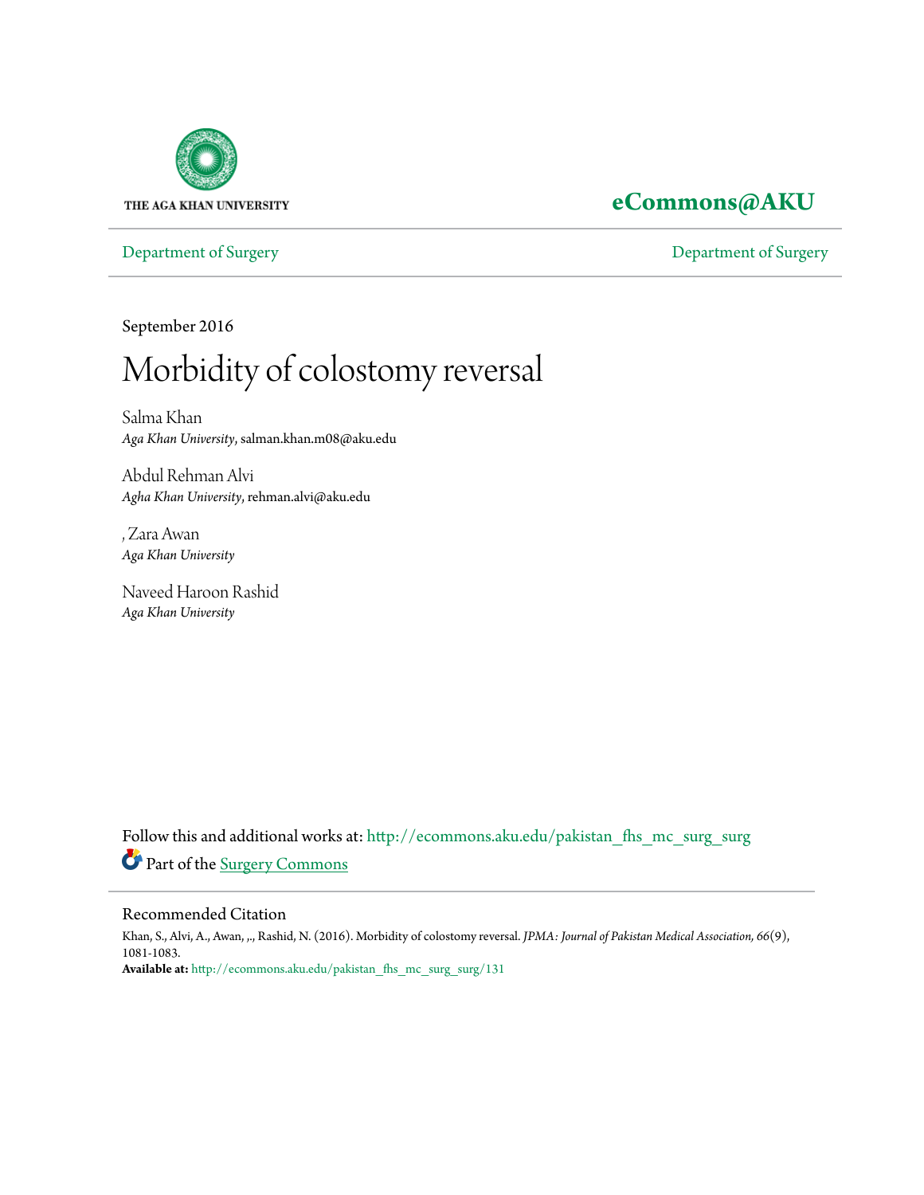THE AGA KHAN UNIVERSITY

**eCommons@AKU**

Department of Surgery | Department of Surgery

September 2016

# Morbidity of colostomy reversal

Salma Khan
*Aga Khan University*, salman.khan.m08@aku.edu

Abdul Rehman Alvi
*Agha Khan University*, rehman.alvi@aku.edu

, Zara Awan
*Aga Khan University*

Naveed Haroon Rashid
*Aga Khan University*

Follow this and additional works at: http://ecommons.aku.edu/pakistan_fhs_mc_surg_surg

Part of the Surgery Commons

## Recommended Citation

Khan, S., Alvi, A., Awan, ,., Rashid, N. (2016). Morbidity of colostomy reversal. *JPMA: Journal of Pakistan Medical Association, 66*(9), 1081-1083.

**Available at:** http://ecommons.aku.edu/pakistan_fhs_mc_surg_surg/131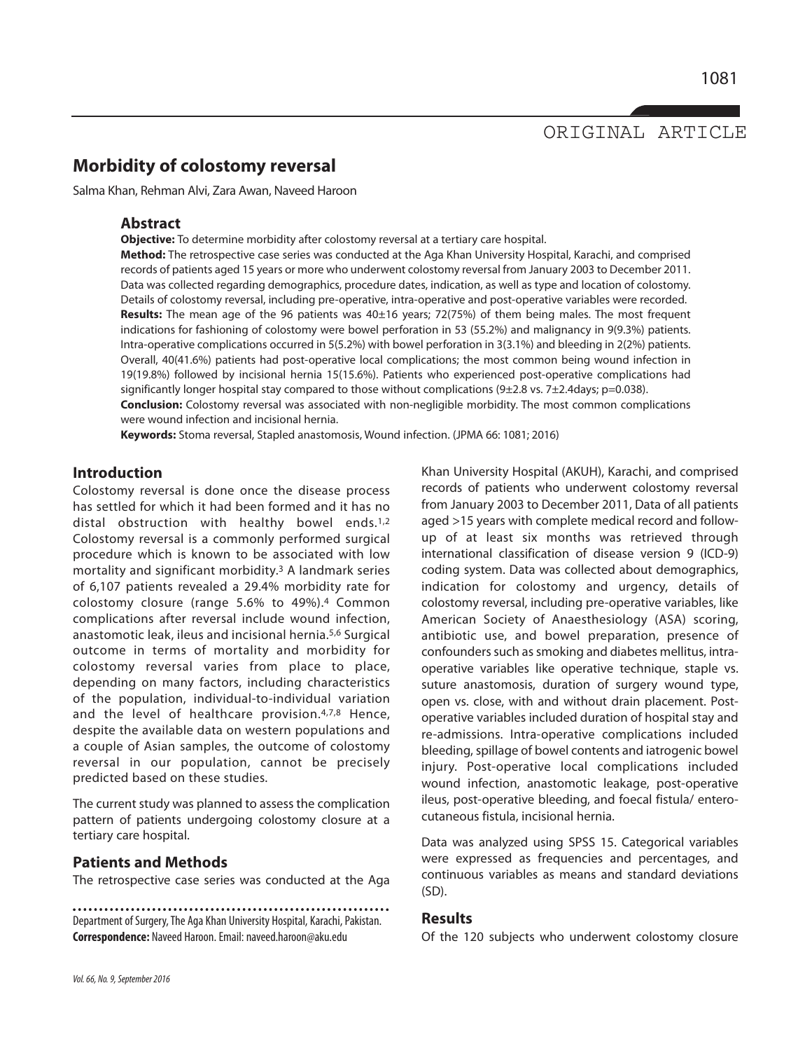ORIGINAL ARTICLE

# Morbidity of colostomy reversal

Salma Khan, Rehman Alvi, Zara Awan, Naveed Haroon

## Abstract

**Objective:** To determine morbidity after colostomy reversal at a tertiary care hospital.

**Method:** The retrospective case series was conducted at the Aga Khan University Hospital, Karachi, and comprised records of patients aged 15 years or more who underwent colostomy reversal from January 2003 to December 2011. Data was collected regarding demographics, procedure dates, indication, as well as type and location of colostomy. Details of colostomy reversal, including pre-operative, intra-operative and post-operative variables were recorded.

**Results:** The mean age of the 96 patients was 40±16 years; 72(75%) of them being males. The most frequent indications for fashioning of colostomy were bowel perforation in 53 (55.2%) and malignancy in 9(9.3%) patients. Intra-operative complications occurred in 5(5.2%) with bowel perforation in 3(3.1%) and bleeding in 2(2%) patients. Overall, 40(41.6%) patients had post-operative local complications; the most common being wound infection in 19(19.8%) followed by incisional hernia 15(15.6%). Patients who experienced post-operative complications had significantly longer hospital stay compared to those without complications (9±2.8 vs. 7±2.4days; $p=0.038$).

**Conclusion:** Colostomy reversal was associated with non-negligible morbidity. The most common complications were wound infection and incisional hernia.

**Keywords:** Stoma reversal, Stapled anastomosis, Wound infection. (JPMA 66: 1081; 2016)

## Introduction

Colostomy reversal is done once the disease process has settled for which it had been formed and it has no distal obstruction with healthy bowel ends.[1,2] Colostomy reversal is a commonly performed surgical procedure which is known to be associated with low mortality and significant morbidity.[3] A landmark series of 6,107 patients revealed a 29.4% morbidity rate for colostomy closure (range 5.6% to 49%).[4] Common complications after reversal include wound infection, anastomotic leak, ileus and incisional hernia.[5,6] Surgical outcome in terms of mortality and morbidity for colostomy reversal varies from place to place, depending on many factors, including characteristics of the population, individual-to-individual variation and the level of healthcare provision.[4,7,8] Hence, despite the available data on western populations and a couple of Asian samples, the outcome of colostomy reversal in our population, cannot be precisely predicted based on these studies.

The current study was planned to assess the complication pattern of patients undergoing colostomy closure at a tertiary care hospital.

## Patients and Methods

The retrospective case series was conducted at the Aga Khan University Hospital (AKUH), Karachi, and comprised records of patients who underwent colostomy reversal from January 2003 to December 2011, Data of all patients aged >15 years with complete medical record and follow-up of at least six months was retrieved through international classification of disease version 9 (ICD-9) coding system. Data was collected about demographics, indication for colostomy and urgency, details of colostomy reversal, including pre-operative variables, like American Society of Anaesthesiology (ASA) scoring, antibiotic use, and bowel preparation, presence of confounders such as smoking and diabetes mellitus, intra-operative variables like operative technique, staple vs. suture anastomosis, duration of surgery wound type, open vs. close, with and without drain placement. Post-operative variables included duration of hospital stay and re-admissions. Intra-operative complications included bleeding, spillage of bowel contents and iatrogenic bowel injury. Post-operative local complications included wound infection, anastomotic leakage, post-operative ileus, post-operative bleeding, and foecal fistula/ entero-cutaneous fistula, incisional hernia.

Data was analyzed using SPSS 15. Categorical variables were expressed as frequencies and percentages, and continuous variables as means and standard deviations (SD).

## Results

Of the 120 subjects who underwent colostomy closure

Department of Surgery, The Aga Khan University Hospital, Karachi, Pakistan.
**Correspondence:** Naveed Haroon. Email: naveed.haroon@aku.edu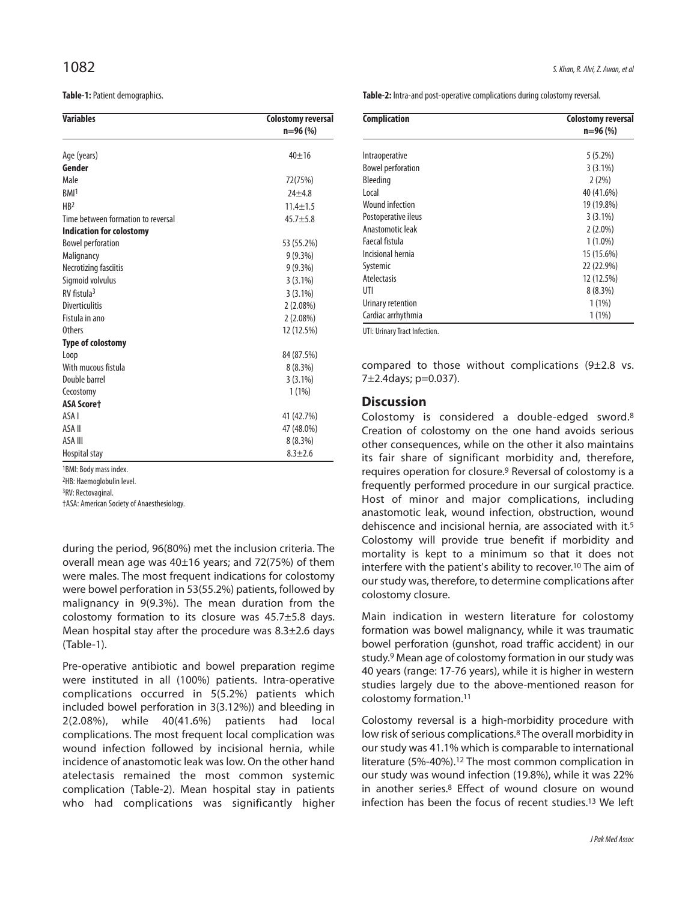**Table-1:** Patient demographics.

| Variables | Colostomy reversal n=96 (%) |
|---|---|
| Age (years) | 40±16 |
| **Gender** | |
| Male | 72(75%) |
| BMI[1] | 24±4.8 |
| HB[2] | 11.4±1.5 |
| Time between formation to reversal | 45.7±5.8 |
| **Indication for colostomy** | |
| Bowel perforation | 53 (55.2%) |
| Malignancy | 9 (9.3%) |
| Necrotizing fasciitis | 9 (9.3%) |
| Sigmoid volvulus | 3 (3.1%) |
| RV fistula[3] | 3 (3.1%) |
| Diverticulitis | 2 (2.08%) |
| Fistula in ano | 2 (2.08%) |
| Others | 12 (12.5%) |
| **Type of colostomy** | |
| Loop | 84 (87.5%) |
| With mucous fistula | 8 (8.3%) |
| Double barrel | 3 (3.1%) |
| Cecostomy | 1 (1%) |
| **ASA Score†** | |
| ASA I | 41 (42.7%) |
| ASA II | 47 (48.0%) |
| ASA III | 8 (8.3%) |
| Hospital stay | 8.3±2.6 |

[1]BMI: Body mass index.
[2]HB: Haemoglobulin level.
[3]RV: Rectovaginal.
†ASA: American Society of Anaesthesiology.

during the period, 96(80%) met the inclusion criteria. The overall mean age was 40±16 years; and 72(75%) of them were males. The most frequent indications for colostomy were bowel perforation in 53(55.2%) patients, followed by malignancy in 9(9.3%). The mean duration from the colostomy formation to its closure was 45.7±5.8 days. Mean hospital stay after the procedure was 8.3±2.6 days (Table-1).

Pre-operative antibiotic and bowel preparation regime were instituted in all (100%) patients. Intra-operative complications occurred in 5(5.2%) patients which included bowel perforation in 3(3.12%)) and bleeding in 2(2.08%), while 40(41.6%) patients had local complications. The most frequent local complication was wound infection followed by incisional hernia, while incidence of anastomotic leak was low. On the other hand atelectasis remained the most common systemic complication (Table-2). Mean hospital stay in patients who had complications was significantly higher

**Table-2:** Intra-and post-operative complications during colostomy reversal.

| Complication | Colostomy reversal n=96 (%) |
|---|---|
| Intraoperative | 5 (5.2%) |
| Bowel perforation | 3 (3.1%) |
| Bleeding | 2 (2%) |
| Local | 40 (41.6%) |
| Wound infection | 19 (19.8%) |
| Postoperative ileus | 3 (3.1%) |
| Anastomotic leak | 2 (2.0%) |
| Faecal fistula | 1 (1.0%) |
| Incisional hernia | 15 (15.6%) |
| Systemic | 22 (22.9%) |
| Atelectasis | 12 (12.5%) |
| UTI | 8 (8.3%) |
| Urinary retention | 1 (1%) |
| Cardiac arrhythmia | 1 (1%) |

UTI: Urinary Tract Infection.

compared to those without complications (9±2.8 vs. 7±2.4days; p=0.037).

## Discussion

Colostomy is considered a double-edged sword.[8] Creation of colostomy on the one hand avoids serious other consequences, while on the other it also maintains its fair share of significant morbidity and, therefore, requires operation for closure.[9] Reversal of colostomy is a frequently performed procedure in our surgical practice. Host of minor and major complications, including anastomotic leak, wound infection, obstruction, wound dehiscence and incisional hernia, are associated with it.[5] Colostomy will provide true benefit if morbidity and mortality is kept to a minimum so that it does not interfere with the patient's ability to recover.[10] The aim of our study was, therefore, to determine complications after colostomy closure.

Main indication in western literature for colostomy formation was bowel malignancy, while it was traumatic bowel perforation (gunshot, road traffic accident) in our study.[9] Mean age of colostomy formation in our study was 40 years (range: 17-76 years), while it is higher in western studies largely due to the above-mentioned reason for colostomy formation.[11]

Colostomy reversal is a high-morbidity procedure with low risk of serious complications.[8] The overall morbidity in our study was 41.1% which is comparable to international literature (5%-40%).[12] The most common complication in our study was wound infection (19.8%), while it was 22% in another series.[8] Effect of wound closure on wound infection has been the focus of recent studies.[13] We left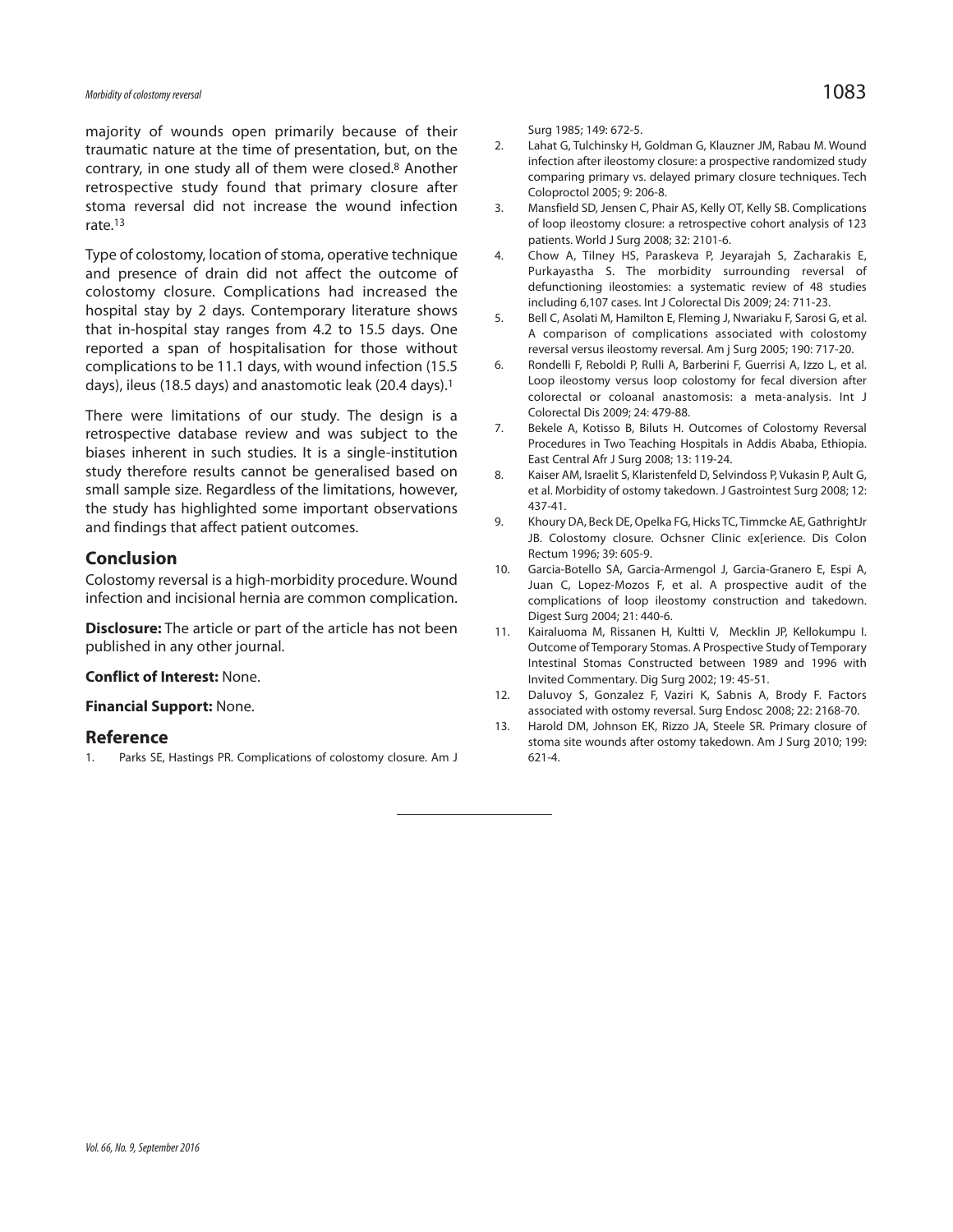majority of wounds open primarily because of their traumatic nature at the time of presentation, but, on the contrary, in one study all of them were closed.[8] Another retrospective study found that primary closure after stoma reversal did not increase the wound infection rate.[13]

Type of colostomy, location of stoma, operative technique and presence of drain did not affect the outcome of colostomy closure. Complications had increased the hospital stay by 2 days. Contemporary literature shows that in-hospital stay ranges from 4.2 to 15.5 days. One reported a span of hospitalisation for those without complications to be 11.1 days, with wound infection (15.5 days), ileus (18.5 days) and anastomotic leak (20.4 days).[1]

There were limitations of our study. The design is a retrospective database review and was subject to the biases inherent in such studies. It is a single-institution study therefore results cannot be generalised based on small sample size. Regardless of the limitations, however, the study has highlighted some important observations and findings that affect patient outcomes.

## Conclusion

Colostomy reversal is a high-morbidity procedure. Wound infection and incisional hernia are common complication.

**Disclosure:** The article or part of the article has not been published in any other journal.

**Conflict of Interest:** None.

**Financial Support:** None.

## Reference

1. Parks SE, Hastings PR. Complications of colostomy closure. Am J Surg 1985; 149: 672-5.
2. Lahat G, Tulchinsky H, Goldman G, Klauzner JM, Rabau M. Wound infection after ileostomy closure: a prospective randomized study comparing primary vs. delayed primary closure techniques. Tech Coloproctol 2005; 9: 206-8.
3. Mansfield SD, Jensen C, Phair AS, Kelly OT, Kelly SB. Complications of loop ileostomy closure: a retrospective cohort analysis of 123 patients. World J Surg 2008; 32: 2101-6.
4. Chow A, Tilney HS, Paraskeva P, Jeyarajah S, Zacharakis E, Purkayastha S. The morbidity surrounding reversal of defunctioning ileostomies: a systematic review of 48 studies including 6,107 cases. Int J Colorectal Dis 2009; 24: 711-23.
5. Bell C, Asolati M, Hamilton E, Fleming J, Nwariaku F, Sarosi G, et al. A comparison of complications associated with colostomy reversal versus ileostomy reversal. Am j Surg 2005; 190: 717-20.
6. Rondelli F, Reboldi P, Rulli A, Barberini F, Guerrisi A, Izzo L, et al. Loop ileostomy versus loop colostomy for fecal diversion after colorectal or coloanal anastomosis: a meta-analysis. Int J Colorectal Dis 2009; 24: 479-88.
7. Bekele A, Kotisso B, Biluts H. Outcomes of Colostomy Reversal Procedures in Two Teaching Hospitals in Addis Ababa, Ethiopia. East Central Afr J Surg 2008; 13: 119-24.
8. Kaiser AM, Israelit S, Klaristenfeld D, Selvindoss P, Vukasin P, Ault G, et al. Morbidity of ostomy takedown. J Gastrointest Surg 2008; 12: 437-41.
9. Khoury DA, Beck DE, Opelka FG, Hicks TC, Timmcke AE, GathrightJr JB. Colostomy closure. Ochsner Clinic ex[erience. Dis Colon Rectum 1996; 39: 605-9.
10. Garcia-Botello SA, Garcia-Armengol J, Garcia-Granero E, Espi A, Juan C, Lopez-Mozos F, et al. A prospective audit of the complications of loop ileostomy construction and takedown. Digest Surg 2004; 21: 440-6.
11. Kairaluoma M, Rissanen H, Kultti V, Mecklin JP, Kellokumpu I. Outcome of Temporary Stomas. A Prospective Study of Temporary Intestinal Stomas Constructed between 1989 and 1996 with Invited Commentary. Dig Surg 2002; 19: 45-51.
12. Daluvoy S, Gonzalez F, Vaziri K, Sabnis A, Brody F. Factors associated with ostomy reversal. Surg Endosc 2008; 22: 2168-70.
13. Harold DM, Johnson EK, Rizzo JA, Steele SR. Primary closure of stoma site wounds after ostomy takedown. Am J Surg 2010; 199: 621-4.